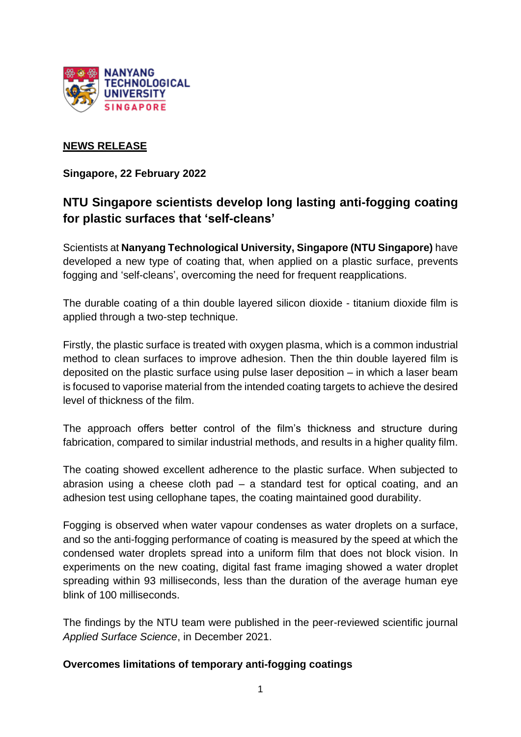**NEWS RELEASE**

**Singapore, 22 February 2022**

## NTU Singapore scientists develop long lasting anti-fogging coating for plastic surfaces that 'self-cleans'

Scientists at **Nanyang Technological University, Singapore (NTU Singapore)** have developed a new type of coating that, when applied on a plastic surface, prevents fogging and 'self-cleans', overcoming the need for frequent reapplications.

The durable coating of a thin double layered silicon dioxide - titanium dioxide film is applied through a two-step technique.

Firstly, the plastic surface is treated with oxygen plasma, which is a common industrial method to clean surfaces to improve adhesion. Then the thin double layered film is deposited on the plastic surface using pulse laser deposition – in which a laser beam is focused to vaporise material from the intended coating targets to achieve the desired level of thickness of the film.

The approach offers better control of the film's thickness and structure during fabrication, compared to similar industrial methods, and results in a higher quality film.

The coating showed excellent adherence to the plastic surface. When subjected to abrasion using a cheese cloth pad – a standard test for optical coating, and an adhesion test using cellophane tapes, the coating maintained good durability.

Fogging is observed when water vapour condenses as water droplets on a surface, and so the anti-fogging performance of coating is measured by the speed at which the condensed water droplets spread into a uniform film that does not block vision. In experiments on the new coating, digital fast frame imaging showed a water droplet spreading within 93 milliseconds, less than the duration of the average human eye blink of 100 milliseconds.

The findings by the NTU team were published in the peer-reviewed scientific journal *Applied Surface Science*, in December 2021.

### Overcomes limitations of temporary anti-fogging coatings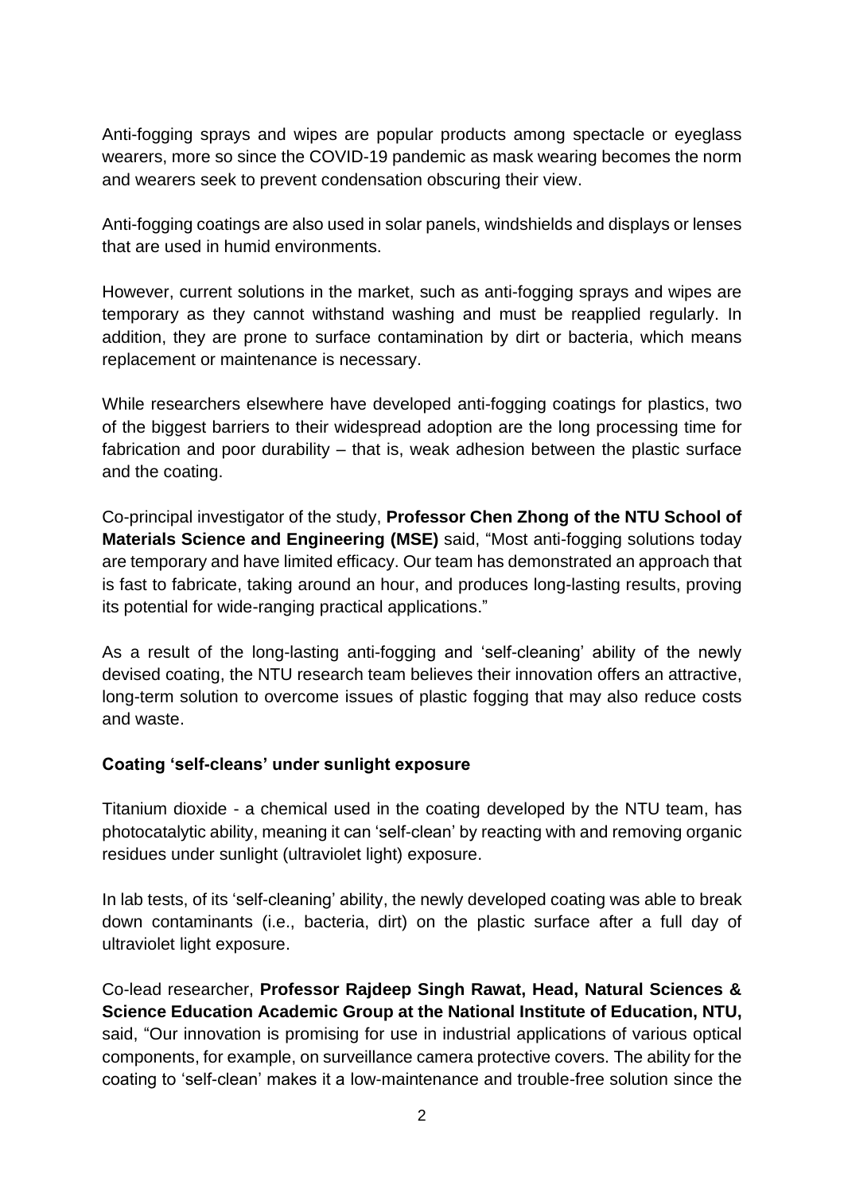Anti-fogging sprays and wipes are popular products among spectacle or eyeglass wearers, more so since the COVID-19 pandemic as mask wearing becomes the norm and wearers seek to prevent condensation obscuring their view.

Anti-fogging coatings are also used in solar panels, windshields and displays or lenses that are used in humid environments.

However, current solutions in the market, such as anti-fogging sprays and wipes are temporary as they cannot withstand washing and must be reapplied regularly. In addition, they are prone to surface contamination by dirt or bacteria, which means replacement or maintenance is necessary.

While researchers elsewhere have developed anti-fogging coatings for plastics, two of the biggest barriers to their widespread adoption are the long processing time for fabrication and poor durability – that is, weak adhesion between the plastic surface and the coating.

Co-principal investigator of the study, **Professor Chen Zhong of the NTU School of Materials Science and Engineering (MSE)** said, "Most anti-fogging solutions today are temporary and have limited efficacy. Our team has demonstrated an approach that is fast to fabricate, taking around an hour, and produces long-lasting results, proving its potential for wide-ranging practical applications."

As a result of the long-lasting anti-fogging and 'self-cleaning' ability of the newly devised coating, the NTU research team believes their innovation offers an attractive, long-term solution to overcome issues of plastic fogging that may also reduce costs and waste.

**Coating 'self-cleans' under sunlight exposure**

Titanium dioxide - a chemical used in the coating developed by the NTU team, has photocatalytic ability, meaning it can 'self-clean' by reacting with and removing organic residues under sunlight (ultraviolet light) exposure.

In lab tests, of its 'self-cleaning' ability, the newly developed coating was able to break down contaminants (i.e., bacteria, dirt) on the plastic surface after a full day of ultraviolet light exposure.

Co-lead researcher, **Professor Rajdeep Singh Rawat, Head, Natural Sciences & Science Education Academic Group at the National Institute of Education, NTU,** said, "Our innovation is promising for use in industrial applications of various optical components, for example, on surveillance camera protective covers. The ability for the coating to 'self-clean' makes it a low-maintenance and trouble-free solution since the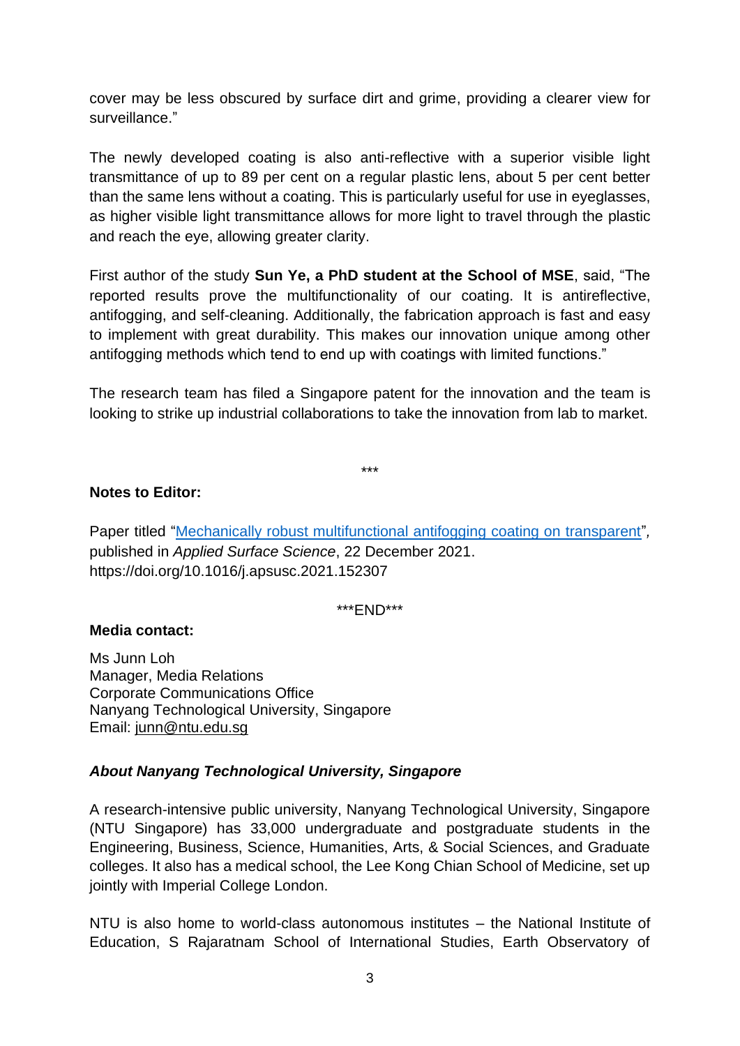cover may be less obscured by surface dirt and grime, providing a clearer view for surveillance."

The newly developed coating is also anti-reflective with a superior visible light transmittance of up to 89 per cent on a regular plastic lens, about 5 per cent better than the same lens without a coating. This is particularly useful for use in eyeglasses, as higher visible light transmittance allows for more light to travel through the plastic and reach the eye, allowing greater clarity.

First author of the study **Sun Ye, a PhD student at the School of MSE**, said, "The reported results prove the multifunctionality of our coating. It is antireflective, antifogging, and self-cleaning. Additionally, the fabrication approach is fast and easy to implement with great durability. This makes our innovation unique among other antifogging methods which tend to end up with coatings with limited functions."

The research team has filed a Singapore patent for the innovation and the team is looking to strike up industrial collaborations to take the innovation from lab to market.

***

**Notes to Editor:**

Paper titled "[Mechanically robust multifunctional antifogging coating on transparent](https://doi.org/10.1016/j.apsusc.2021.152307)", published in *Applied Surface Science*, 22 December 2021. https://doi.org/10.1016/j.apsusc.2021.152307

***END***

**Media contact:**

Ms Junn Loh
Manager, Media Relations
Corporate Communications Office
Nanyang Technological University, Singapore
Email: junn@ntu.edu.sg

***About Nanyang Technological University, Singapore***

A research-intensive public university, Nanyang Technological University, Singapore (NTU Singapore) has 33,000 undergraduate and postgraduate students in the Engineering, Business, Science, Humanities, Arts, & Social Sciences, and Graduate colleges. It also has a medical school, the Lee Kong Chian School of Medicine, set up jointly with Imperial College London.

NTU is also home to world-class autonomous institutes – the National Institute of Education, S Rajaratnam School of International Studies, Earth Observatory of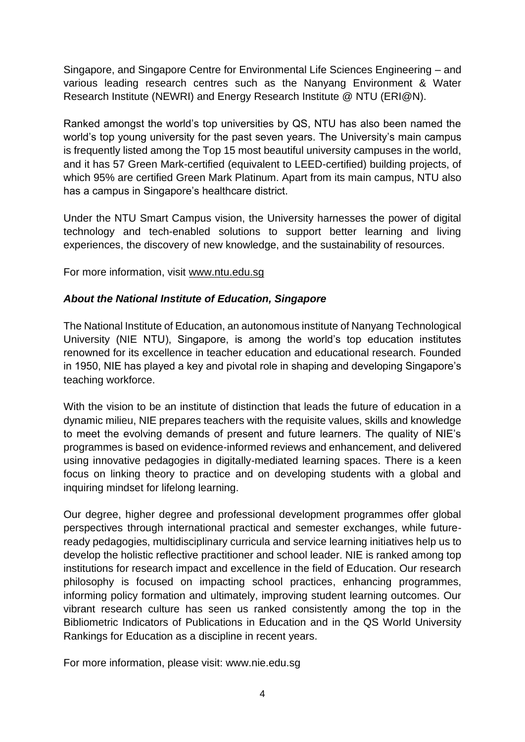Singapore, and Singapore Centre for Environmental Life Sciences Engineering – and various leading research centres such as the Nanyang Environment & Water Research Institute (NEWRI) and Energy Research Institute @ NTU (ERI@N).

Ranked amongst the world's top universities by QS, NTU has also been named the world's top young university for the past seven years. The University's main campus is frequently listed among the Top 15 most beautiful university campuses in the world, and it has 57 Green Mark-certified (equivalent to LEED-certified) building projects, of which 95% are certified Green Mark Platinum. Apart from its main campus, NTU also has a campus in Singapore's healthcare district.

Under the NTU Smart Campus vision, the University harnesses the power of digital technology and tech-enabled solutions to support better learning and living experiences, the discovery of new knowledge, and the sustainability of resources.

For more information, visit www.ntu.edu.sg

### *About the National Institute of Education, Singapore*

The National Institute of Education, an autonomous institute of Nanyang Technological University (NIE NTU), Singapore, is among the world's top education institutes renowned for its excellence in teacher education and educational research. Founded in 1950, NIE has played a key and pivotal role in shaping and developing Singapore's teaching workforce.

With the vision to be an institute of distinction that leads the future of education in a dynamic milieu, NIE prepares teachers with the requisite values, skills and knowledge to meet the evolving demands of present and future learners. The quality of NIE's programmes is based on evidence-informed reviews and enhancement, and delivered using innovative pedagogies in digitally-mediated learning spaces. There is a keen focus on linking theory to practice and on developing students with a global and inquiring mindset for lifelong learning.

Our degree, higher degree and professional development programmes offer global perspectives through international practical and semester exchanges, while future-ready pedagogies, multidisciplinary curricula and service learning initiatives help us to develop the holistic reflective practitioner and school leader. NIE is ranked among top institutions for research impact and excellence in the field of Education. Our research philosophy is focused on impacting school practices, enhancing programmes, informing policy formation and ultimately, improving student learning outcomes. Our vibrant research culture has seen us ranked consistently among the top in the Bibliometric Indicators of Publications in Education and in the QS World University Rankings for Education as a discipline in recent years.

For more information, please visit: www.nie.edu.sg